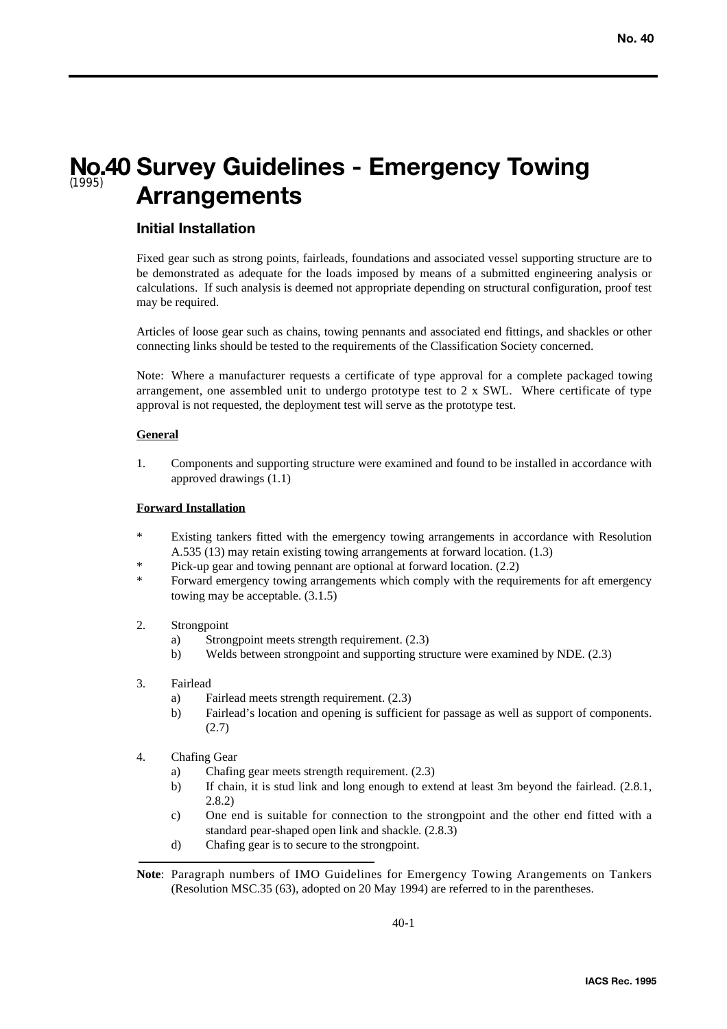# No.40 Survey Guidelines - Emergency Towing Arrangements

(1995)

## Initial Installation

Fixed gear such as strong points, fairleads, foundations and associated vessel supporting structure are to be demonstrated as adequate for the loads imposed by means of a submitted engineering analysis or calculations. If such analysis is deemed not appropriate depending on structural configuration, proof test may be required.

Articles of loose gear such as chains, towing pennants and associated end fittings, and shackles or other connecting links should be tested to the requirements of the Classification Society concerned.

Note: Where a manufacturer requests a certificate of type approval for a complete packaged towing arrangement, one assembled unit to undergo prototype test to 2 x SWL. Where certificate of type approval is not requested, the deployment test will serve as the prototype test.

**General**

1. Components and supporting structure were examined and found to be installed in accordance with approved drawings (1.1)

**Forward Installation**

- Existing tankers fitted with the emergency towing arrangements in accordance with Resolution A.535 (13) may retain existing towing arrangements at forward location. (1.3)
- Pick-up gear and towing pennant are optional at forward location. (2.2)
- Forward emergency towing arrangements which comply with the requirements for aft emergency towing may be acceptable. (3.1.5)

2. Strongpoint
   a) Strongpoint meets strength requirement. (2.3)
   b) Welds between strongpoint and supporting structure were examined by NDE. (2.3)

3. Fairlead
   a) Fairlead meets strength requirement. (2.3)
   b) Fairlead's location and opening is sufficient for passage as well as support of components. (2.7)

4. Chafing Gear
   a) Chafing gear meets strength requirement. (2.3)
   b) If chain, it is stud link and long enough to extend at least 3m beyond the fairlead. (2.8.1, 2.8.2)
   c) One end is suitable for connection to the strongpoint and the other end fitted with a standard pear-shaped open link and shackle. (2.8.3)
   d) Chafing gear is to secure to the strongpoint.

---

**Note**: Paragraph numbers of IMO Guidelines for Emergency Towing Arangements on Tankers (Resolution MSC.35 (63), adopted on 20 May 1994) are referred to in the parentheses.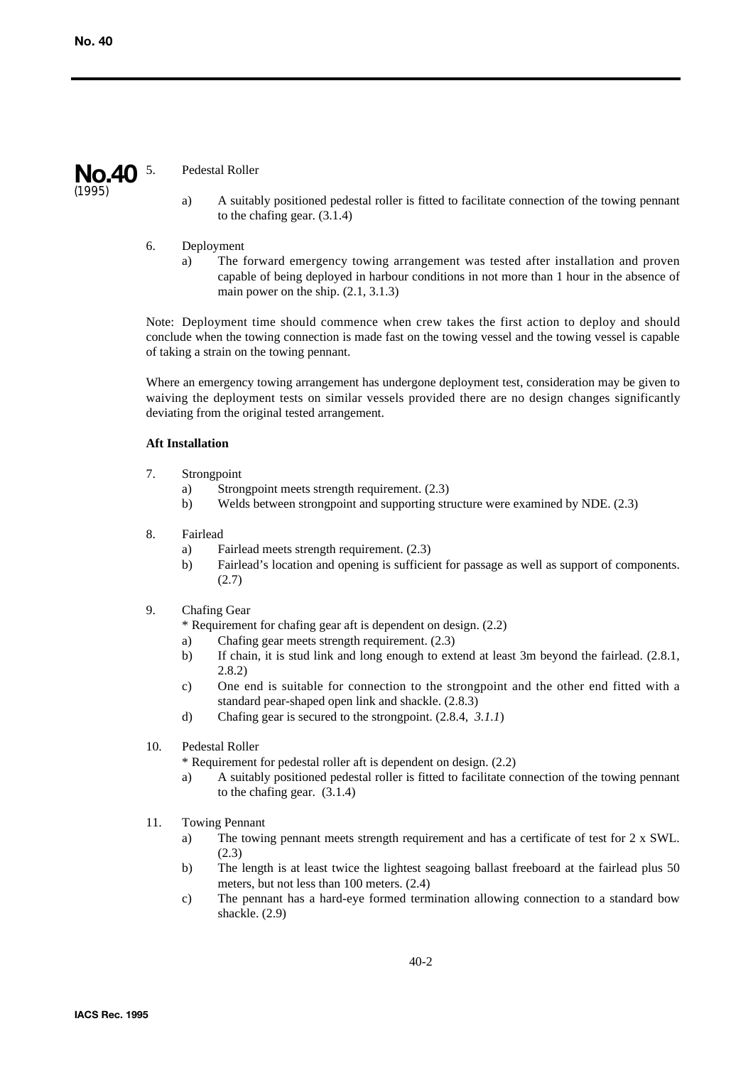5. Pedestal Roller

   a) A suitably positioned pedestal roller is fitted to facilitate connection of the towing pennant to the chafing gear. (3.1.4)

6. Deployment

   a) The forward emergency towing arrangement was tested after installation and proven capable of being deployed in harbour conditions in not more than 1 hour in the absence of main power on the ship. (2.1, 3.1.3)

Note: Deployment time should commence when crew takes the first action to deploy and should conclude when the towing connection is made fast on the towing vessel and the towing vessel is capable of taking a strain on the towing pennant.

Where an emergency towing arrangement has undergone deployment test, consideration may be given to waiving the deployment tests on similar vessels provided there are no design changes significantly deviating from the original tested arrangement.

**Aft Installation**

7. Strongpoint

   a) Strongpoint meets strength requirement. (2.3)

   b) Welds between strongpoint and supporting structure were examined by NDE. (2.3)

8. Fairlead

   a) Fairlead meets strength requirement. (2.3)

   b) Fairlead's location and opening is sufficient for passage as well as support of components. (2.7)

9. Chafing Gear

   * Requirement for chafing gear aft is dependent on design. (2.2)

   a) Chafing gear meets strength requirement. (2.3)

   b) If chain, it is stud link and long enough to extend at least 3m beyond the fairlead. (2.8.1, 2.8.2)

   c) One end is suitable for connection to the strongpoint and the other end fitted with a standard pear-shaped open link and shackle. (2.8.3)

   d) Chafing gear is secured to the strongpoint. (2.8.4, *3.1.1*)

10. Pedestal Roller

    * Requirement for pedestal roller aft is dependent on design. (2.2)

    a) A suitably positioned pedestal roller is fitted to facilitate connection of the towing pennant to the chafing gear. (3.1.4)

11. Towing Pennant

    a) The towing pennant meets strength requirement and has a certificate of test for 2 x SWL. (2.3)

    b) The length is at least twice the lightest seagoing ballast freeboard at the fairlead plus 50 meters, but not less than 100 meters. (2.4)

    c) The pennant has a hard-eye formed termination allowing connection to a standard bow shackle. (2.9)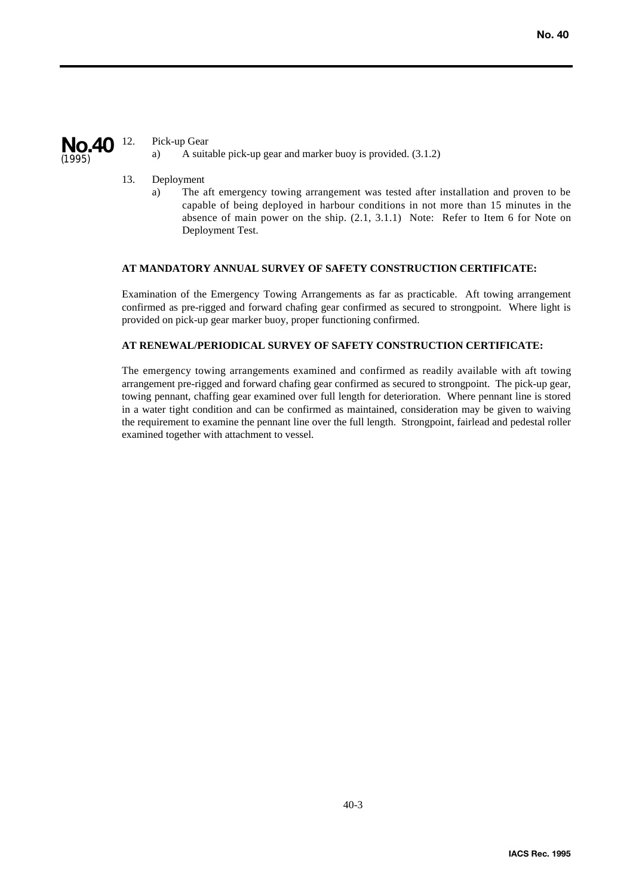12. Pick-up Gear
    a) A suitable pick-up gear and marker buoy is provided. (3.1.2)

13. Deployment
    a) The aft emergency towing arrangement was tested after installation and proven to be capable of being deployed in harbour conditions in not more than 15 minutes in the absence of main power on the ship. (2.1, 3.1.1) Note: Refer to Item 6 for Note on Deployment Test.

**AT MANDATORY ANNUAL SURVEY OF SAFETY CONSTRUCTION CERTIFICATE:**

Examination of the Emergency Towing Arrangements as far as practicable. Aft towing arrangement confirmed as pre-rigged and forward chafing gear confirmed as secured to strongpoint. Where light is provided on pick-up gear marker buoy, proper functioning confirmed.

**AT RENEWAL/PERIODICAL SURVEY OF SAFETY CONSTRUCTION CERTIFICATE:**

The emergency towing arrangements examined and confirmed as readily available with aft towing arrangement pre-rigged and forward chafing gear confirmed as secured to strongpoint. The pick-up gear, towing pennant, chaffing gear examined over full length for deterioration. Where pennant line is stored in a water tight condition and can be confirmed as maintained, consideration may be given to waiving the requirement to examine the pennant line over the full length. Strongpoint, fairlead and pedestal roller examined together with attachment to vessel.